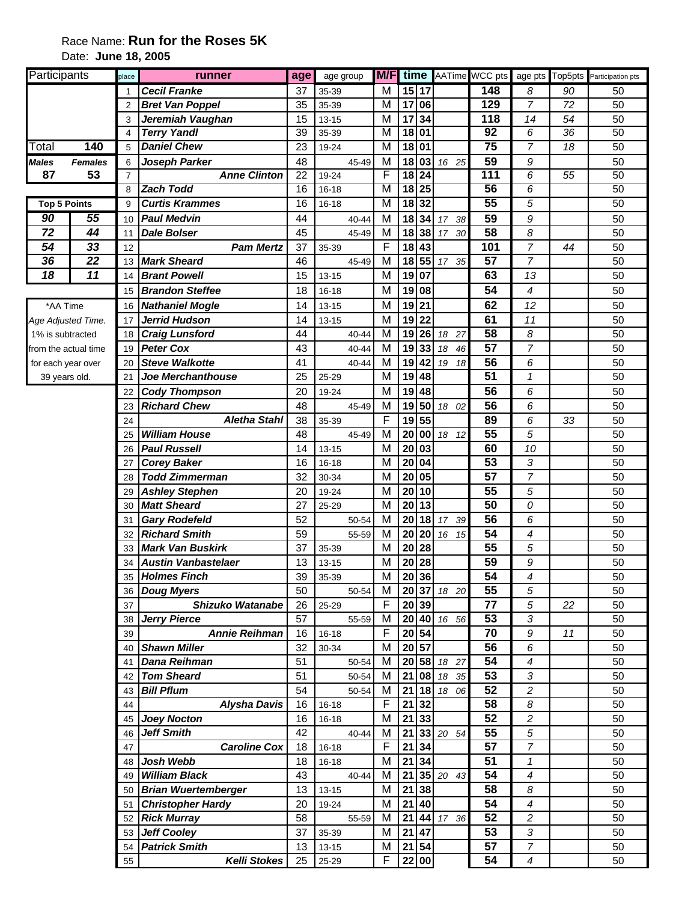Race Name: **Run for the Roses 5K**

Date: **June 18, 2005**

| Participants | |
|---|---|
| **Total** | **140** |
| ***Males*** | ***Females*** |
| **87** | **53** |

| Top 5 Points | |
|---|---|
| ***90*** | ***55*** |
| ***72*** | ***44*** |
| ***54*** | ***33*** |
| ***36*** | ***22*** |
| ***18*** | ***11*** |

*AA Time
*Age Adjusted Time.*
1% is subtracted from the actual time for each year over 39 years old.

| place | runner | age | age group | M/F | time | | AATime | | WCC pts | age pts | Top5pts | Participation pts |
|---|---|---|---|---|---|---|---|---|---|---|---|---|
| 1 | ***Cecil Franke*** | 37 | 35-39 | M | **15** | **17** | | | **148** | *8* | *90* | 50 |
| 2 | ***Bret Van Poppel*** | 35 | 35-39 | M | **17** | **06** | | | **129** | *7* | *72* | 50 |
| 3 | ***Jeremiah Vaughan*** | 15 | 13-15 | M | **17** | **34** | | | **118** | *14* | *54* | 50 |
| 4 | ***Terry Yandl*** | 39 | 35-39 | M | **18** | **01** | | | **92** | *6* | *36* | 50 |
| 5 | ***Daniel Chew*** | 23 | 19-24 | M | **18** | **01** | | | **75** | *7* | *18* | 50 |
| 6 | ***Joseph Parker*** | 48 | 45-49 | M | **18** | **03** | *16* | *25* | **59** | *9* | | 50 |
| 7 | ***Anne Clinton*** | 22 | 19-24 | F | **18** | **24** | | | **111** | *6* | *55* | 50 |
| 8 | ***Zach Todd*** | 16 | 16-18 | M | **18** | **25** | | | **56** | *6* | | 50 |
| 9 | ***Curtis Krammes*** | 16 | 16-18 | M | **18** | **32** | | | **55** | *5* | | 50 |
| 10 | ***Paul Medvin*** | 44 | 40-44 | M | **18** | **34** | *17* | *38* | **59** | *9* | | 50 |
| 11 | ***Dale Bolser*** | 45 | 45-49 | M | **18** | **38** | *17* | *30* | **58** | *8* | | 50 |
| 12 | ***Pam Mertz*** | 37 | 35-39 | F | **18** | **43** | | | **101** | *7* | *44* | 50 |
| 13 | ***Mark Sheard*** | 46 | 45-49 | M | **18** | **55** | *17* | *35* | **57** | *7* | | 50 |
| 14 | ***Brant Powell*** | 15 | 13-15 | M | **19** | **07** | | | **63** | *13* | | 50 |
| 15 | ***Brandon Steffee*** | 18 | 16-18 | M | **19** | **08** | | | **54** | *4* | | 50 |
| 16 | ***Nathaniel Mogle*** | 14 | 13-15 | M | **19** | **21** | | | **62** | *12* | | 50 |
| 17 | ***Jerrid Hudson*** | 14 | 13-15 | M | **19** | **22** | | | **61** | *11* | | 50 |
| 18 | ***Craig Lunsford*** | 44 | 40-44 | M | **19** | **26** | *18* | *27* | **58** | *8* | | 50 |
| 19 | ***Peter Cox*** | 43 | 40-44 | M | **19** | **33** | *18* | *46* | **57** | *7* | | 50 |
| 20 | ***Steve Walkotte*** | 41 | 40-44 | M | **19** | **42** | *19* | *18* | **56** | *6* | | 50 |
| 21 | ***Joe Merchanthouse*** | 25 | 25-29 | M | **19** | **48** | | | **51** | *1* | | 50 |
| 22 | ***Cody Thompson*** | 20 | 19-24 | M | **19** | **48** | | | **56** | *6* | | 50 |
| 23 | ***Richard Chew*** | 48 | 45-49 | M | **19** | **50** | *18* | *02* | **56** | *6* | | 50 |
| 24 | ***Aletha Stahl*** | 38 | 35-39 | F | **19** | **55** | | | **89** | *6* | *33* | 50 |
| 25 | ***William House*** | 48 | 45-49 | M | **20** | **00** | *18* | *12* | **55** | *5* | | 50 |
| 26 | ***Paul Russell*** | 14 | 13-15 | M | **20** | **03** | | | **60** | *10* | | 50 |
| 27 | ***Corey Baker*** | 16 | 16-18 | M | **20** | **04** | | | **53** | *3* | | 50 |
| 28 | ***Todd Zimmerman*** | 32 | 30-34 | M | **20** | **05** | | | **57** | *7* | | 50 |
| 29 | ***Ashley Stephen*** | 20 | 19-24 | M | **20** | **10** | | | **55** | *5* | | 50 |
| 30 | ***Matt Sheard*** | 27 | 25-29 | M | **20** | **13** | | | **50** | *0* | | 50 |
| 31 | ***Gary Rodefeld*** | 52 | 50-54 | M | **20** | **18** | *17* | *39* | **56** | *6* | | 50 |
| 32 | ***Richard Smith*** | 59 | 55-59 | M | **20** | **20** | *16* | *15* | **54** | *4* | | 50 |
| 33 | ***Mark Van Buskirk*** | 37 | 35-39 | M | **20** | **28** | | | **55** | *5* | | 50 |
| 34 | ***Austin Vanbastelaer*** | 13 | 13-15 | M | **20** | **28** | | | **59** | *9* | | 50 |
| 35 | ***Holmes Finch*** | 39 | 35-39 | M | **20** | **36** | | | **54** | *4* | | 50 |
| 36 | ***Doug Myers*** | 50 | 50-54 | M | **20** | **37** | *18* | *20* | **55** | *5* | | 50 |
| 37 | ***Shizuko Watanabe*** | 26 | 25-29 | F | **20** | **39** | | | **77** | *5* | *22* | 50 |
| 38 | ***Jerry Pierce*** | 57 | 55-59 | M | **20** | **40** | *16* | *56* | **53** | *3* | | 50 |
| 39 | ***Annie Reihman*** | 16 | 16-18 | F | **20** | **54** | | | **70** | *9* | *11* | 50 |
| 40 | ***Shawn Miller*** | 32 | 30-34 | M | **20** | **57** | | | **56** | *6* | | 50 |
| 41 | ***Dana Reihman*** | 51 | 50-54 | M | **20** | **58** | *18* | *27* | **54** | *4* | | 50 |
| 42 | ***Tom Sheard*** | 51 | 50-54 | M | **21** | **08** | *18* | *35* | **53** | *3* | | 50 |
| 43 | ***Bill Pflum*** | 54 | 50-54 | M | **21** | **18** | *18* | *06* | **52** | *2* | | 50 |
| 44 | ***Alysha Davis*** | 16 | 16-18 | F | **21** | **32** | | | **58** | *8* | | 50 |
| 45 | ***Joey Nocton*** | 16 | 16-18 | M | **21** | **33** | | | **52** | *2* | | 50 |
| 46 | ***Jeff Smith*** | 42 | 40-44 | M | **21** | **33** | *20* | *54* | **55** | *5* | | 50 |
| 47 | ***Caroline Cox*** | 18 | 16-18 | F | **21** | **34** | | | **57** | *7* | | 50 |
| 48 | ***Josh Webb*** | 18 | 16-18 | M | **21** | **34** | | | **51** | *1* | | 50 |
| 49 | ***William Black*** | 43 | 40-44 | M | **21** | **35** | *20* | *43* | **54** | *4* | | 50 |
| 50 | ***Brian Wuertemberger*** | 13 | 13-15 | M | **21** | **38** | | | **58** | *8* | | 50 |
| 51 | ***Christopher Hardy*** | 20 | 19-24 | M | **21** | **40** | | | **54** | *4* | | 50 |
| 52 | ***Rick Murray*** | 58 | 55-59 | M | **21** | **44** | *17* | *36* | **52** | *2* | | 50 |
| 53 | ***Jeff Cooley*** | 37 | 35-39 | M | **21** | **47** | | | **53** | *3* | | 50 |
| 54 | ***Patrick Smith*** | 13 | 13-15 | M | **21** | **54** | | | **57** | *7* | | 50 |
| 55 | ***Kelli Stokes*** | 25 | 25-29 | F | **22** | **00** | | | **54** | *4* | | 50 |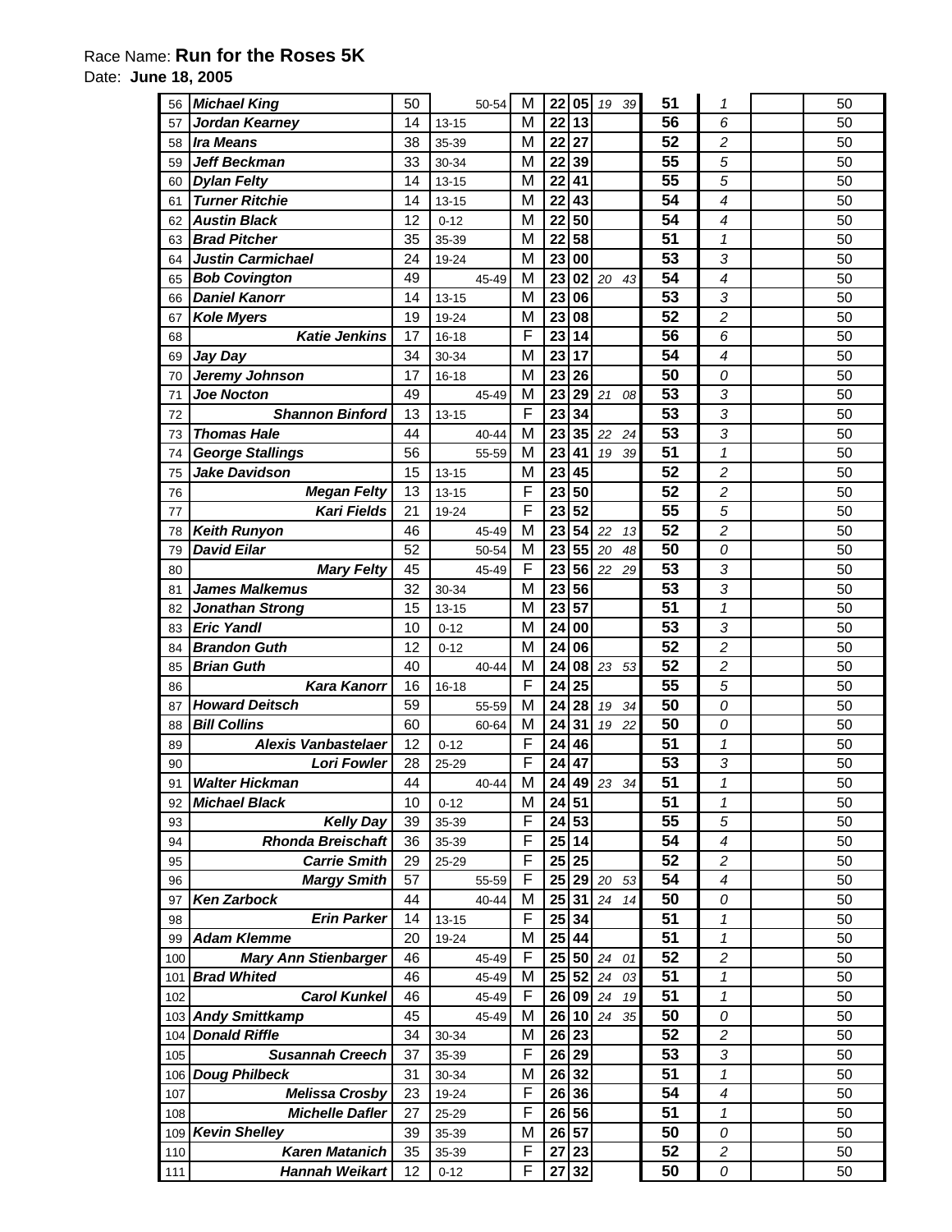Race Name: **Run for the Roses 5K**

Date: **June 18, 2005**

| | | | | | | | | | | | |
|---|---|---|---|---|---|---|---|---|---|---|---|
| 56 | ***Michael King*** | 50 | 50-54 | M | **22** | **05** | *19 39* | **51** | *1* | | 50 |
| 57 | ***Jordan Kearney*** | 14 | 13-15 | M | **22** | **13** | | **56** | *6* | | 50 |
| 58 | ***Ira Means*** | 38 | 35-39 | M | **22** | **27** | | **52** | *2* | | 50 |
| 59 | ***Jeff Beckman*** | 33 | 30-34 | M | **22** | **39** | | **55** | *5* | | 50 |
| 60 | ***Dylan Felty*** | 14 | 13-15 | M | **22** | **41** | | **55** | *5* | | 50 |
| 61 | ***Turner Ritchie*** | 14 | 13-15 | M | **22** | **43** | | **54** | *4* | | 50 |
| 62 | ***Austin Black*** | 12 | 0-12 | M | **22** | **50** | | **54** | *4* | | 50 |
| 63 | ***Brad Pitcher*** | 35 | 35-39 | M | **22** | **58** | | **51** | *1* | | 50 |
| 64 | ***Justin Carmichael*** | 24 | 19-24 | M | **23** | **00** | | **53** | *3* | | 50 |
| 65 | ***Bob Covington*** | 49 | 45-49 | M | **23** | **02** | *20 43* | **54** | *4* | | 50 |
| 66 | ***Daniel Kanorr*** | 14 | 13-15 | M | **23** | **06** | | **53** | *3* | | 50 |
| 67 | ***Kole Myers*** | 19 | 19-24 | M | **23** | **08** | | **52** | *2* | | 50 |
| 68 | ***Katie Jenkins*** | 17 | 16-18 | F | **23** | **14** | | **56** | *6* | | 50 |
| 69 | ***Jay Day*** | 34 | 30-34 | M | **23** | **17** | | **54** | *4* | | 50 |
| 70 | ***Jeremy Johnson*** | 17 | 16-18 | M | **23** | **26** | | **50** | *0* | | 50 |
| 71 | ***Joe Nocton*** | 49 | 45-49 | M | **23** | **29** | *21 08* | **53** | *3* | | 50 |
| 72 | ***Shannon Binford*** | 13 | 13-15 | F | **23** | **34** | | **53** | *3* | | 50 |
| 73 | ***Thomas Hale*** | 44 | 40-44 | M | **23** | **35** | *22 24* | **53** | *3* | | 50 |
| 74 | ***George Stallings*** | 56 | 55-59 | M | **23** | **41** | *19 39* | **51** | *1* | | 50 |
| 75 | ***Jake Davidson*** | 15 | 13-15 | M | **23** | **45** | | **52** | *2* | | 50 |
| 76 | ***Megan Felty*** | 13 | 13-15 | F | **23** | **50** | | **52** | *2* | | 50 |
| 77 | ***Kari Fields*** | 21 | 19-24 | F | **23** | **52** | | **55** | *5* | | 50 |
| 78 | ***Keith Runyon*** | 46 | 45-49 | M | **23** | **54** | *22 13* | **52** | *2* | | 50 |
| 79 | ***David Eilar*** | 52 | 50-54 | M | **23** | **55** | *20 48* | **50** | *0* | | 50 |
| 80 | ***Mary Felty*** | 45 | 45-49 | F | **23** | **56** | *22 29* | **53** | *3* | | 50 |
| 81 | ***James Malkemus*** | 32 | 30-34 | M | **23** | **56** | | **53** | *3* | | 50 |
| 82 | ***Jonathan Strong*** | 15 | 13-15 | M | **23** | **57** | | **51** | *1* | | 50 |
| 83 | ***Eric Yandl*** | 10 | 0-12 | M | **24** | **00** | | **53** | *3* | | 50 |
| 84 | ***Brandon Guth*** | 12 | 0-12 | M | **24** | **06** | | **52** | *2* | | 50 |
| 85 | ***Brian Guth*** | 40 | 40-44 | M | **24** | **08** | *23 53* | **52** | *2* | | 50 |
| 86 | ***Kara Kanorr*** | 16 | 16-18 | F | **24** | **25** | | **55** | *5* | | 50 |
| 87 | ***Howard Deitsch*** | 59 | 55-59 | M | **24** | **28** | *19 34* | **50** | *0* | | 50 |
| 88 | ***Bill Collins*** | 60 | 60-64 | M | **24** | **31** | *19 22* | **50** | *0* | | 50 |
| 89 | ***Alexis Vanbastelaer*** | 12 | 0-12 | F | **24** | **46** | | **51** | *1* | | 50 |
| 90 | ***Lori Fowler*** | 28 | 25-29 | F | **24** | **47** | | **53** | *3* | | 50 |
| 91 | ***Walter Hickman*** | 44 | 40-44 | M | **24** | **49** | *23 34* | **51** | *1* | | 50 |
| 92 | ***Michael Black*** | 10 | 0-12 | M | **24** | **51** | | **51** | *1* | | 50 |
| 93 | ***Kelly Day*** | 39 | 35-39 | F | **24** | **53** | | **55** | *5* | | 50 |
| 94 | ***Rhonda Breischaft*** | 36 | 35-39 | F | **25** | **14** | | **54** | *4* | | 50 |
| 95 | ***Carrie Smith*** | 29 | 25-29 | F | **25** | **25** | | **52** | *2* | | 50 |
| 96 | ***Margy Smith*** | 57 | 55-59 | F | **25** | **29** | *20 53* | **54** | *4* | | 50 |
| 97 | ***Ken Zarbock*** | 44 | 40-44 | M | **25** | **31** | *24 14* | **50** | *0* | | 50 |
| 98 | ***Erin Parker*** | 14 | 13-15 | F | **25** | **34** | | **51** | *1* | | 50 |
| 99 | ***Adam Klemme*** | 20 | 19-24 | M | **25** | **44** | | **51** | *1* | | 50 |
| 100 | ***Mary Ann Stienbarger*** | 46 | 45-49 | F | **25** | **50** | *24 01* | **52** | *2* | | 50 |
| 101 | ***Brad Whited*** | 46 | 45-49 | M | **25** | **52** | *24 03* | **51** | *1* | | 50 |
| 102 | ***Carol Kunkel*** | 46 | 45-49 | F | **26** | **09** | *24 19* | **51** | *1* | | 50 |
| 103 | ***Andy Smittkamp*** | 45 | 45-49 | M | **26** | **10** | *24 35* | **50** | *0* | | 50 |
| 104 | ***Donald Riffle*** | 34 | 30-34 | M | **26** | **23** | | **52** | *2* | | 50 |
| 105 | ***Susannah Creech*** | 37 | 35-39 | F | **26** | **29** | | **53** | *3* | | 50 |
| 106 | ***Doug Philbeck*** | 31 | 30-34 | M | **26** | **32** | | **51** | *1* | | 50 |
| 107 | ***Melissa Crosby*** | 23 | 19-24 | F | **26** | **36** | | **54** | *4* | | 50 |
| 108 | ***Michelle Dafler*** | 27 | 25-29 | F | **26** | **56** | | **51** | *1* | | 50 |
| 109 | ***Kevin Shelley*** | 39 | 35-39 | M | **26** | **57** | | **50** | *0* | | 50 |
| 110 | ***Karen Matanich*** | 35 | 35-39 | F | **27** | **23** | | **52** | *2* | | 50 |
| 111 | ***Hannah Weikart*** | 12 | 0-12 | F | **27** | **32** | | **50** | *0* | | 50 |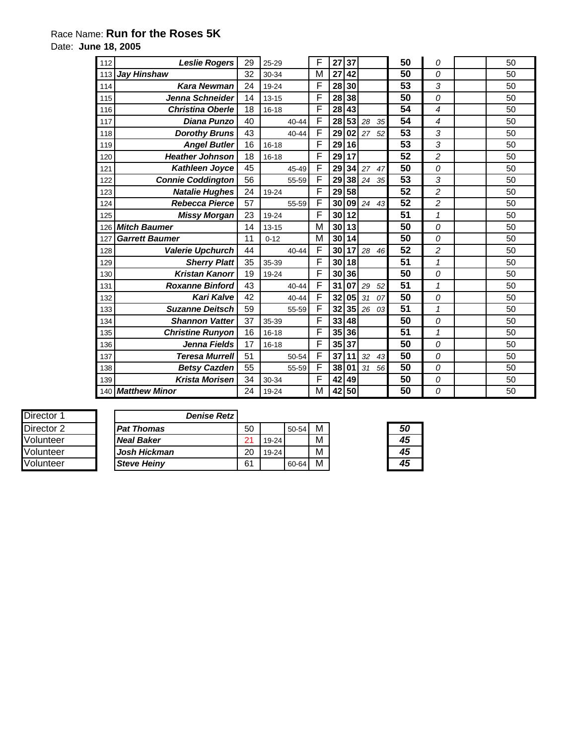Race Name: **Run for the Roses 5K**

Date: **June 18, 2005**

| | | | | | | | | | | | | | |
|---|---|---|---|---|---|---|---|---|---|---|---|---|---|
| 112 | ***Leslie Rogers*** | 29 | 25-29 | | F | **27** | **37** | | | **50** | *0* | | 50 |
| 113 | ***Jay Hinshaw*** | 32 | 30-34 | | M | **27** | **42** | | | **50** | *0* | | 50 |
| 114 | ***Kara Newman*** | 24 | 19-24 | | F | **28** | **30** | | | **53** | *3* | | 50 |
| 115 | ***Jenna Schneider*** | 14 | 13-15 | | F | **28** | **38** | | | **50** | *0* | | 50 |
| 116 | ***Christina Oberle*** | 18 | 16-18 | | F | **28** | **43** | | | **54** | *4* | | 50 |
| 117 | ***Diana Punzo*** | 40 | | 40-44 | F | **28** | **53** | *28* | *35* | **54** | *4* | | 50 |
| 118 | ***Dorothy Bruns*** | 43 | | 40-44 | F | **29** | **02** | *27* | *52* | **53** | *3* | | 50 |
| 119 | ***Angel Butler*** | 16 | 16-18 | | F | **29** | **16** | | | **53** | *3* | | 50 |
| 120 | ***Heather Johnson*** | 18 | 16-18 | | F | **29** | **17** | | | **52** | *2* | | 50 |
| 121 | ***Kathleen Joyce*** | 45 | | 45-49 | F | **29** | **34** | *27* | *47* | **50** | *0* | | 50 |
| 122 | ***Connie Coddington*** | 56 | | 55-59 | F | **29** | **38** | *24* | *35* | **53** | *3* | | 50 |
| 123 | ***Natalie Hughes*** | 24 | 19-24 | | F | **29** | **58** | | | **52** | *2* | | 50 |
| 124 | ***Rebecca Pierce*** | 57 | | 55-59 | F | **30** | **09** | *24* | *43* | **52** | *2* | | 50 |
| 125 | ***Missy Morgan*** | 23 | 19-24 | | F | **30** | **12** | | | **51** | *1* | | 50 |
| 126 | ***Mitch Baumer*** | 14 | 13-15 | | M | **30** | **13** | | | **50** | *0* | | 50 |
| 127 | ***Garrett Baumer*** | 11 | 0-12 | | M | **30** | **14** | | | **50** | *0* | | 50 |
| 128 | ***Valerie Upchurch*** | 44 | | 40-44 | F | **30** | **17** | *28* | *46* | **52** | *2* | | 50 |
| 129 | ***Sherry Platt*** | 35 | 35-39 | | F | **30** | **18** | | | **51** | *1* | | 50 |
| 130 | ***Kristan Kanorr*** | 19 | 19-24 | | F | **30** | **36** | | | **50** | *0* | | 50 |
| 131 | ***Roxanne Binford*** | 43 | | 40-44 | F | **31** | **07** | *29* | *52* | **51** | *1* | | 50 |
| 132 | ***Kari Kalve*** | 42 | | 40-44 | F | **32** | **05** | *31* | *07* | **50** | *0* | | 50 |
| 133 | ***Suzanne Deitsch*** | 59 | | 55-59 | F | **32** | **35** | *26* | *03* | **51** | *1* | | 50 |
| 134 | ***Shannon Vatter*** | 37 | 35-39 | | F | **33** | **48** | | | **50** | *0* | | 50 |
| 135 | ***Christine Runyon*** | 16 | 16-18 | | F | **35** | **36** | | | **51** | *1* | | 50 |
| 136 | ***Jenna Fields*** | 17 | 16-18 | | F | **35** | **37** | | | **50** | *0* | | 50 |
| 137 | ***Teresa Murrell*** | 51 | | 50-54 | F | **37** | **11** | *32* | *43* | **50** | *0* | | 50 |
| 138 | ***Betsy Cazden*** | 55 | | 55-59 | F | **38** | **01** | *31* | *56* | **50** | *0* | | 50 |
| 139 | ***Krista Morisen*** | 34 | 30-34 | | F | **42** | **49** | | | **50** | *0* | | 50 |
| 140 | ***Matthew Minor*** | 24 | 19-24 | | M | **42** | **50** | | | **50** | *0* | | 50 |

| | | | | | | |
|---|---|---|---|---|---|---|
| Director 1 | ***Denise Retz*** | | | | | |
| Director 2 | ***Pat Thomas*** | 50 | | 50-54 | M | ***50*** |
| Volunteer | ***Neal Baker*** | 21 | 19-24 | | M | ***45*** |
| Volunteer | ***Josh Hickman*** | 20 | 19-24 | | M | ***45*** |
| Volunteer | ***Steve Heiny*** | 61 | | 60-64 | M | ***45*** |